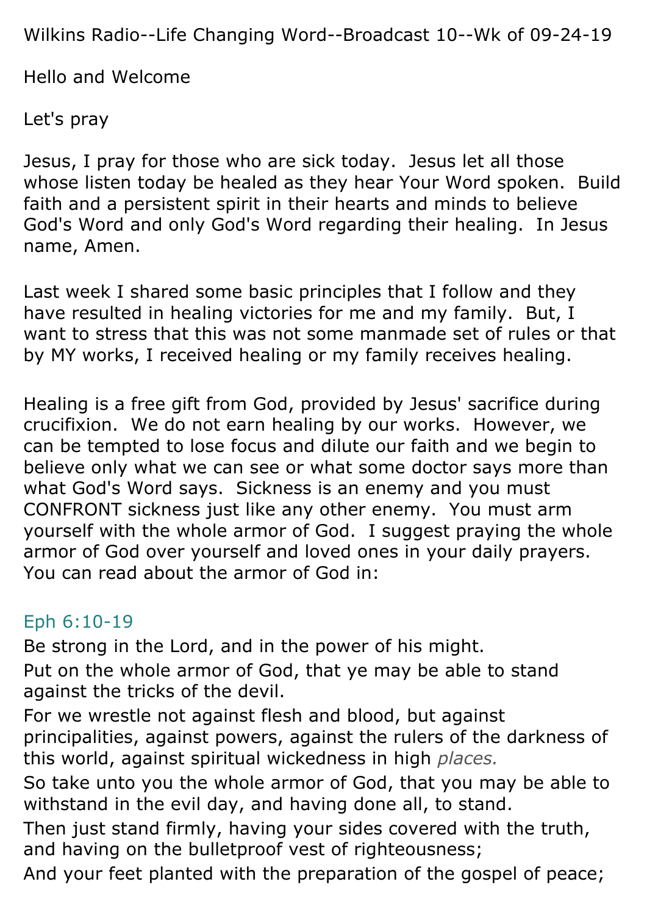Wilkins Radio--Life Changing Word--Broadcast 10--Wk of 09-24-19

Hello and Welcome

Let's pray

Jesus, I pray for those who are sick today. Jesus let all those whose listen today be healed as they hear Your Word spoken. Build faith and a persistent spirit in their hearts and minds to believe God's Word and only God's Word regarding their healing. In Jesus name, Amen.

Last week I shared some basic principles that I follow and they have resulted in healing victories for me and my family. But, I want to stress that this was not some manmade set of rules or that by MY works, I received healing or my family receives healing.

Healing is a free gift from God, provided by Jesus' sacrifice during crucifixion. We do not earn healing by our works. However, we can be tempted to lose focus and dilute our faith and we begin to believe only what we can see or what some doctor says more than what God's Word says. Sickness is an enemy and you must CONFRONT sickness just like any other enemy. You must arm yourself with the whole armor of God. I suggest praying the whole armor of God over yourself and loved ones in your daily prayers. You can read about the armor of God in:

Eph 6:10-19

Be strong in the Lord, and in the power of his might.

Put on the whole armor of God, that ye may be able to stand against the tricks of the devil.

For we wrestle not against flesh and blood, but against principalities, against powers, against the rulers of the darkness of this world, against spiritual wickedness in high *places.*

So take unto you the whole armor of God, that you may be able to withstand in the evil day, and having done all, to stand.

Then just stand firmly, having your sides covered with the truth, and having on the bulletproof vest of righteousness;

And your feet planted with the preparation of the gospel of peace;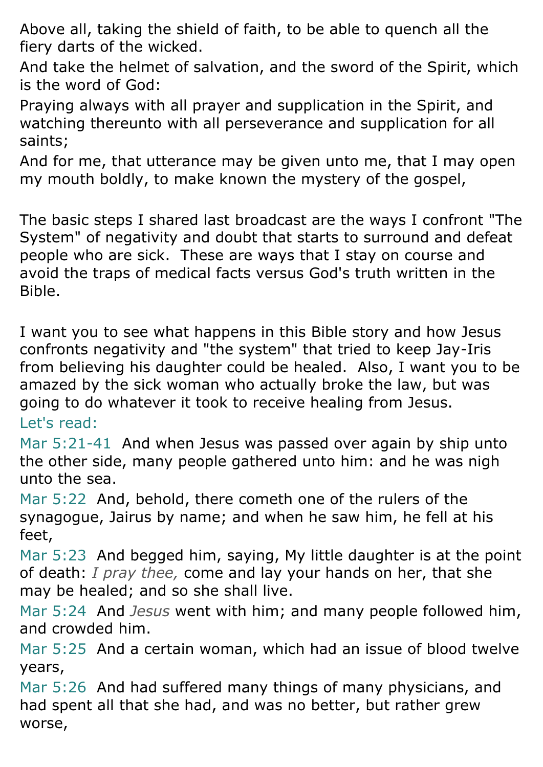Above all, taking the shield of faith, to be able to quench all the fiery darts of the wicked.

And take the helmet of salvation, and the sword of the Spirit, which is the word of God:

Praying always with all prayer and supplication in the Spirit, and watching thereunto with all perseverance and supplication for all saints;

And for me, that utterance may be given unto me, that I may open my mouth boldly, to make known the mystery of the gospel,

The basic steps I shared last broadcast are the ways I confront "The System" of negativity and doubt that starts to surround and defeat people who are sick. These are ways that I stay on course and avoid the traps of medical facts versus God's truth written in the Bible.

I want you to see what happens in this Bible story and how Jesus confronts negativity and "the system" that tried to keep Jay-Iris from believing his daughter could be healed. Also, I want you to be amazed by the sick woman who actually broke the law, but was going to do whatever it took to receive healing from Jesus.

Let's read:

Mar 5:21-41 And when Jesus was passed over again by ship unto the other side, many people gathered unto him: and he was nigh unto the sea.

Mar 5:22 And, behold, there cometh one of the rulers of the synagogue, Jairus by name; and when he saw him, he fell at his feet,

Mar 5:23 And begged him, saying, My little daughter is at the point of death: *I pray thee,* come and lay your hands on her, that she may be healed; and so she shall live.

Mar 5:24 And *Jesus* went with him; and many people followed him, and crowded him.

Mar 5:25 And a certain woman, which had an issue of blood twelve years,

Mar 5:26 And had suffered many things of many physicians, and had spent all that she had, and was no better, but rather grew worse,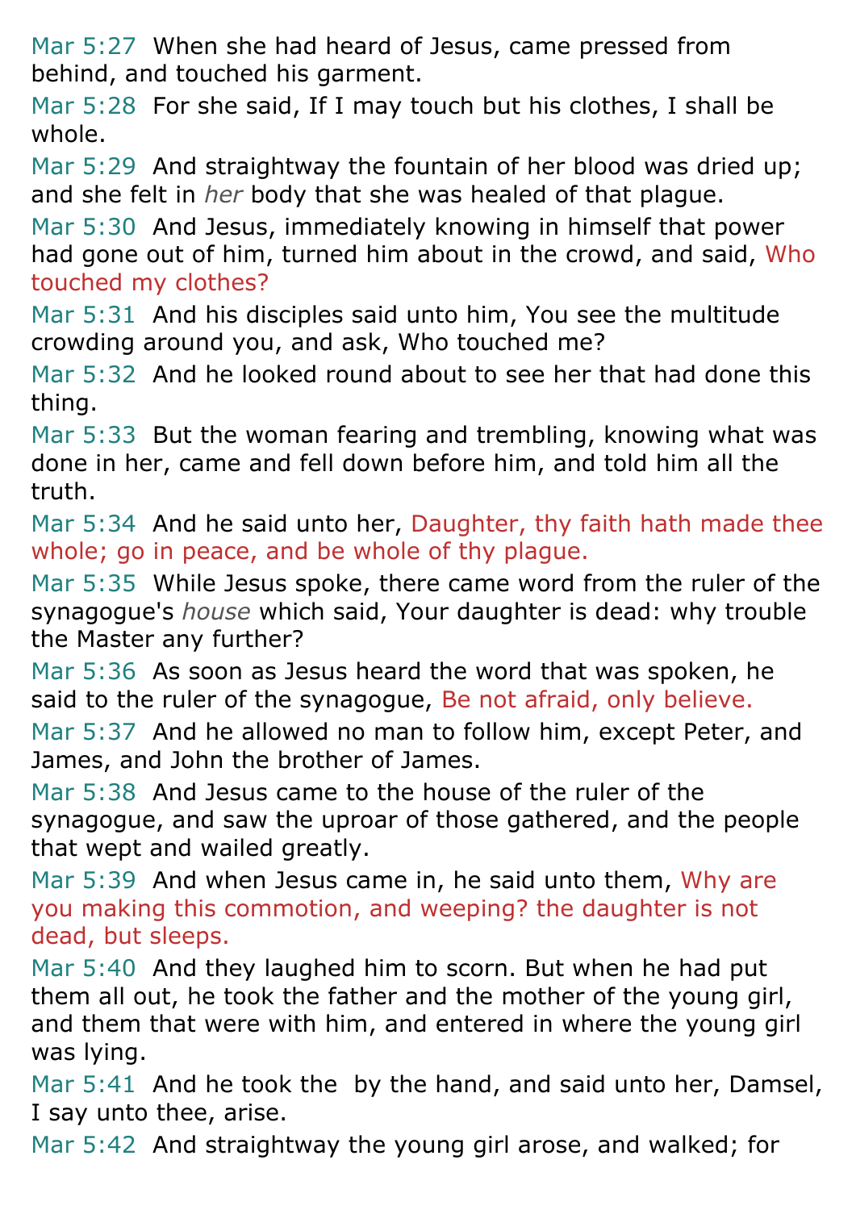Mar 5:27 When she had heard of Jesus, came pressed from behind, and touched his garment.

Mar 5:28 For she said, If I may touch but his clothes, I shall be whole.

Mar 5:29 And straightway the fountain of her blood was dried up; and she felt in *her* body that she was healed of that plague.

Mar 5:30 And Jesus, immediately knowing in himself that power had gone out of him, turned him about in the crowd, and said, Who touched my clothes?

Mar 5:31 And his disciples said unto him, You see the multitude crowding around you, and ask, Who touched me?

Mar 5:32 And he looked round about to see her that had done this thing.

Mar 5:33 But the woman fearing and trembling, knowing what was done in her, came and fell down before him, and told him all the truth.

Mar 5:34 And he said unto her, Daughter, thy faith hath made thee whole; go in peace, and be whole of thy plague.

Mar 5:35 While Jesus spoke, there came word from the ruler of the synagogue's *house* which said, Your daughter is dead: why trouble the Master any further?

Mar 5:36 As soon as Jesus heard the word that was spoken, he said to the ruler of the synagogue, Be not afraid, only believe.

Mar 5:37 And he allowed no man to follow him, except Peter, and James, and John the brother of James.

Mar 5:38 And Jesus came to the house of the ruler of the synagogue, and saw the uproar of those gathered, and the people that wept and wailed greatly.

Mar 5:39 And when Jesus came in, he said unto them, Why are you making this commotion, and weeping? the daughter is not dead, but sleeps.

Mar 5:40 And they laughed him to scorn. But when he had put them all out, he took the father and the mother of the young girl, and them that were with him, and entered in where the young girl was lying.

Mar 5:41 And he took the  by the hand, and said unto her, Damsel, I say unto thee, arise.

Mar 5:42 And straightway the young girl arose, and walked; for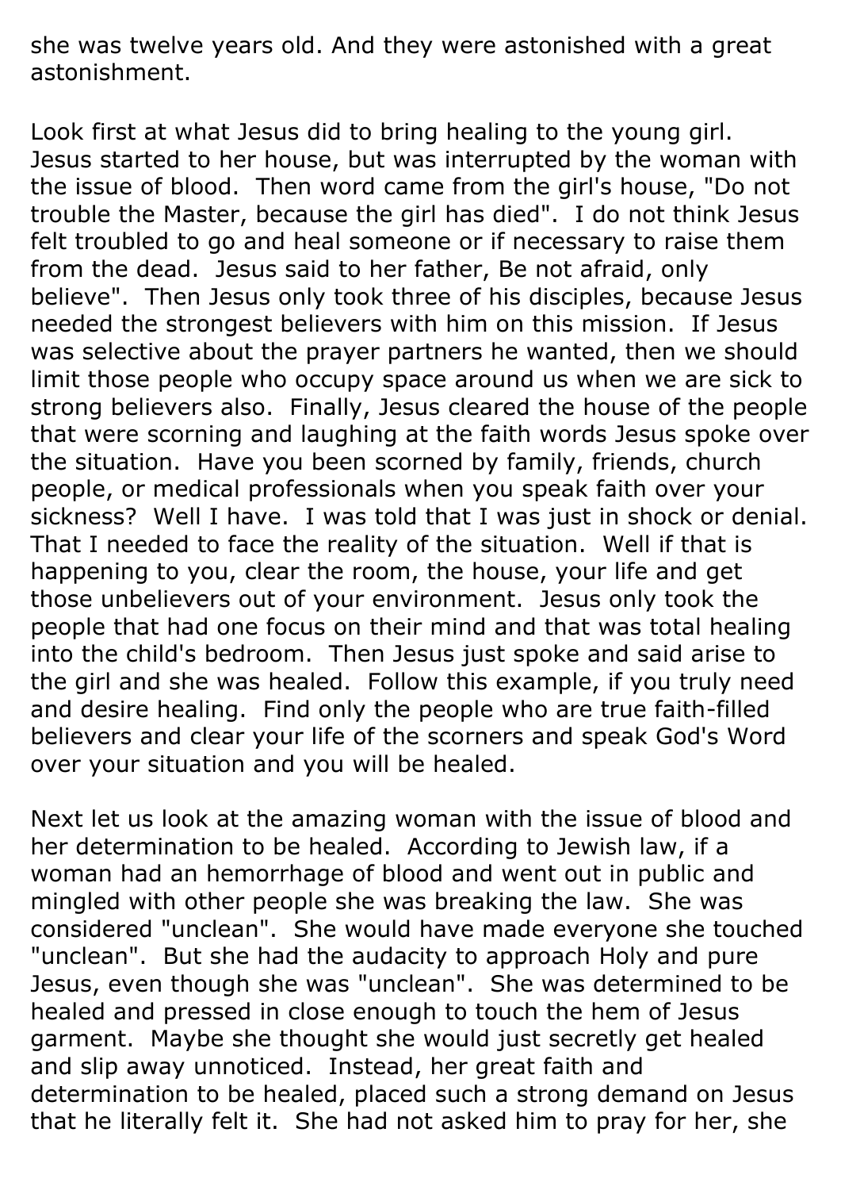she was twelve years old. And they were astonished with a great astonishment.

Look first at what Jesus did to bring healing to the young girl. Jesus started to her house, but was interrupted by the woman with the issue of blood. Then word came from the girl's house, "Do not trouble the Master, because the girl has died". I do not think Jesus felt troubled to go and heal someone or if necessary to raise them from the dead. Jesus said to her father, Be not afraid, only believe". Then Jesus only took three of his disciples, because Jesus needed the strongest believers with him on this mission. If Jesus was selective about the prayer partners he wanted, then we should limit those people who occupy space around us when we are sick to strong believers also. Finally, Jesus cleared the house of the people that were scorning and laughing at the faith words Jesus spoke over the situation. Have you been scorned by family, friends, church people, or medical professionals when you speak faith over your sickness? Well I have. I was told that I was just in shock or denial. That I needed to face the reality of the situation. Well if that is happening to you, clear the room, the house, your life and get those unbelievers out of your environment. Jesus only took the people that had one focus on their mind and that was total healing into the child's bedroom. Then Jesus just spoke and said arise to the girl and she was healed. Follow this example, if you truly need and desire healing. Find only the people who are true faith-filled believers and clear your life of the scorners and speak God's Word over your situation and you will be healed.

Next let us look at the amazing woman with the issue of blood and her determination to be healed. According to Jewish law, if a woman had an hemorrhage of blood and went out in public and mingled with other people she was breaking the law. She was considered "unclean". She would have made everyone she touched "unclean". But she had the audacity to approach Holy and pure Jesus, even though she was "unclean". She was determined to be healed and pressed in close enough to touch the hem of Jesus garment. Maybe she thought she would just secretly get healed and slip away unnoticed. Instead, her great faith and determination to be healed, placed such a strong demand on Jesus that he literally felt it. She had not asked him to pray for her, she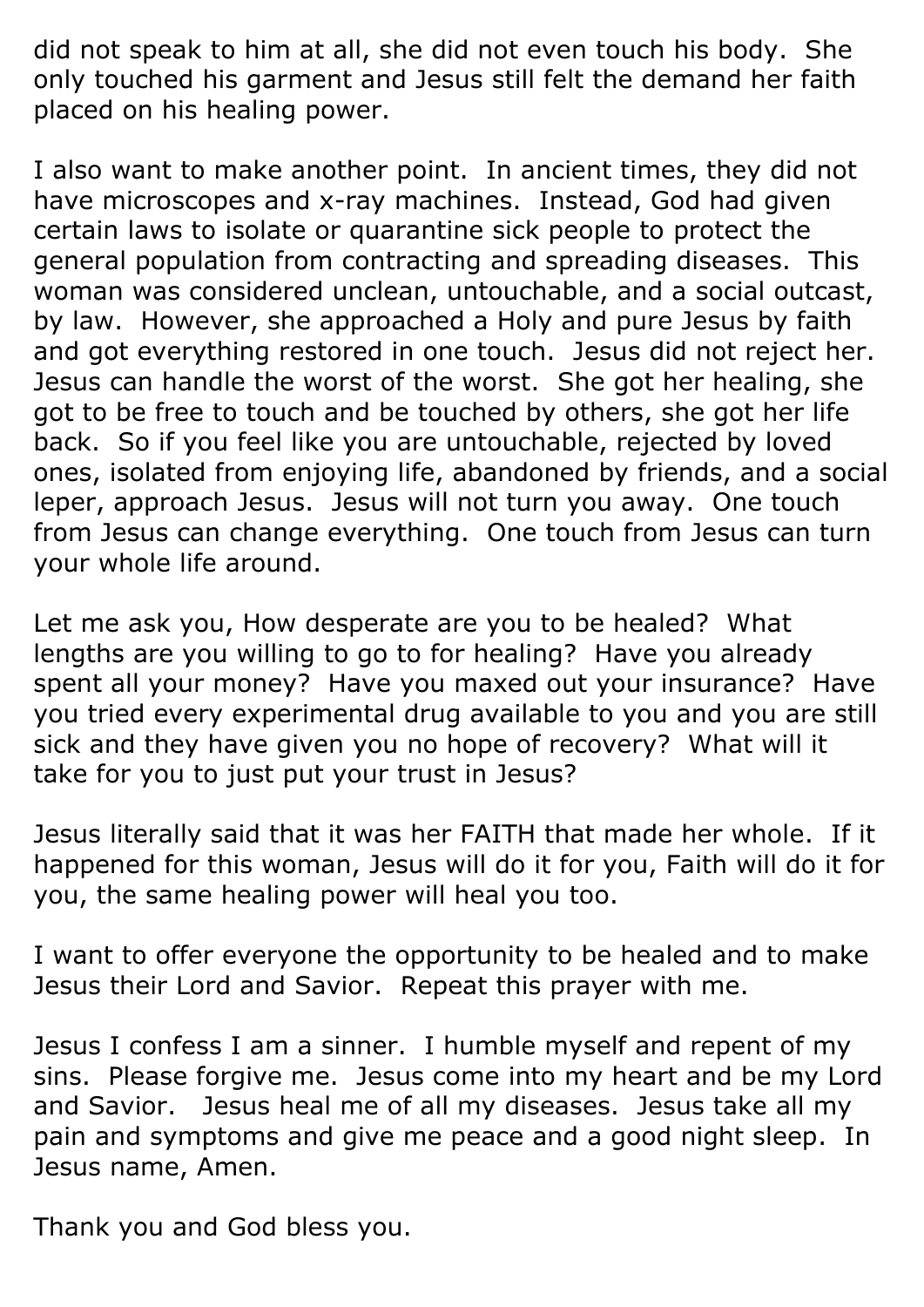did not speak to him at all, she did not even touch his body. She only touched his garment and Jesus still felt the demand her faith placed on his healing power.

I also want to make another point. In ancient times, they did not have microscopes and x-ray machines. Instead, God had given certain laws to isolate or quarantine sick people to protect the general population from contracting and spreading diseases. This woman was considered unclean, untouchable, and a social outcast, by law. However, she approached a Holy and pure Jesus by faith and got everything restored in one touch. Jesus did not reject her. Jesus can handle the worst of the worst. She got her healing, she got to be free to touch and be touched by others, she got her life back. So if you feel like you are untouchable, rejected by loved ones, isolated from enjoying life, abandoned by friends, and a social leper, approach Jesus. Jesus will not turn you away. One touch from Jesus can change everything. One touch from Jesus can turn your whole life around.

Let me ask you, How desperate are you to be healed? What lengths are you willing to go to for healing? Have you already spent all your money? Have you maxed out your insurance? Have you tried every experimental drug available to you and you are still sick and they have given you no hope of recovery? What will it take for you to just put your trust in Jesus?

Jesus literally said that it was her FAITH that made her whole. If it happened for this woman, Jesus will do it for you, Faith will do it for you, the same healing power will heal you too.

I want to offer everyone the opportunity to be healed and to make Jesus their Lord and Savior. Repeat this prayer with me.

Jesus I confess I am a sinner. I humble myself and repent of my sins. Please forgive me. Jesus come into my heart and be my Lord and Savior. Jesus heal me of all my diseases. Jesus take all my pain and symptoms and give me peace and a good night sleep. In Jesus name, Amen.

Thank you and God bless you.